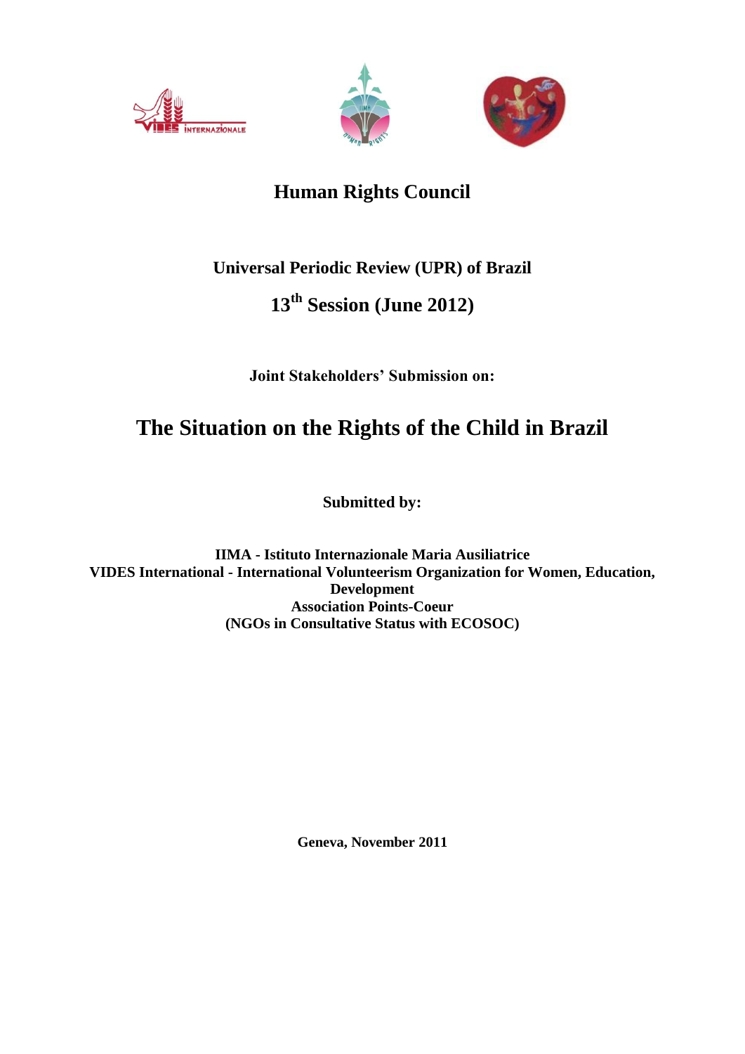# Human Rights Council

## Universal Periodic Review (UPR) of Brazil

## 13th Session (June 2012)

**Joint Stakeholders' Submission on:**

# The Situation on the Rights of the Child in Brazil

**Submitted by:**

**IIMA - Istituto Internazionale Maria Ausiliatrice**
**VIDES International - International Volunteerism Organization for Women, Education, Development**
**Association Points-Coeur**
**(NGOs in Consultative Status with ECOSOC)**

**Geneva, November 2011**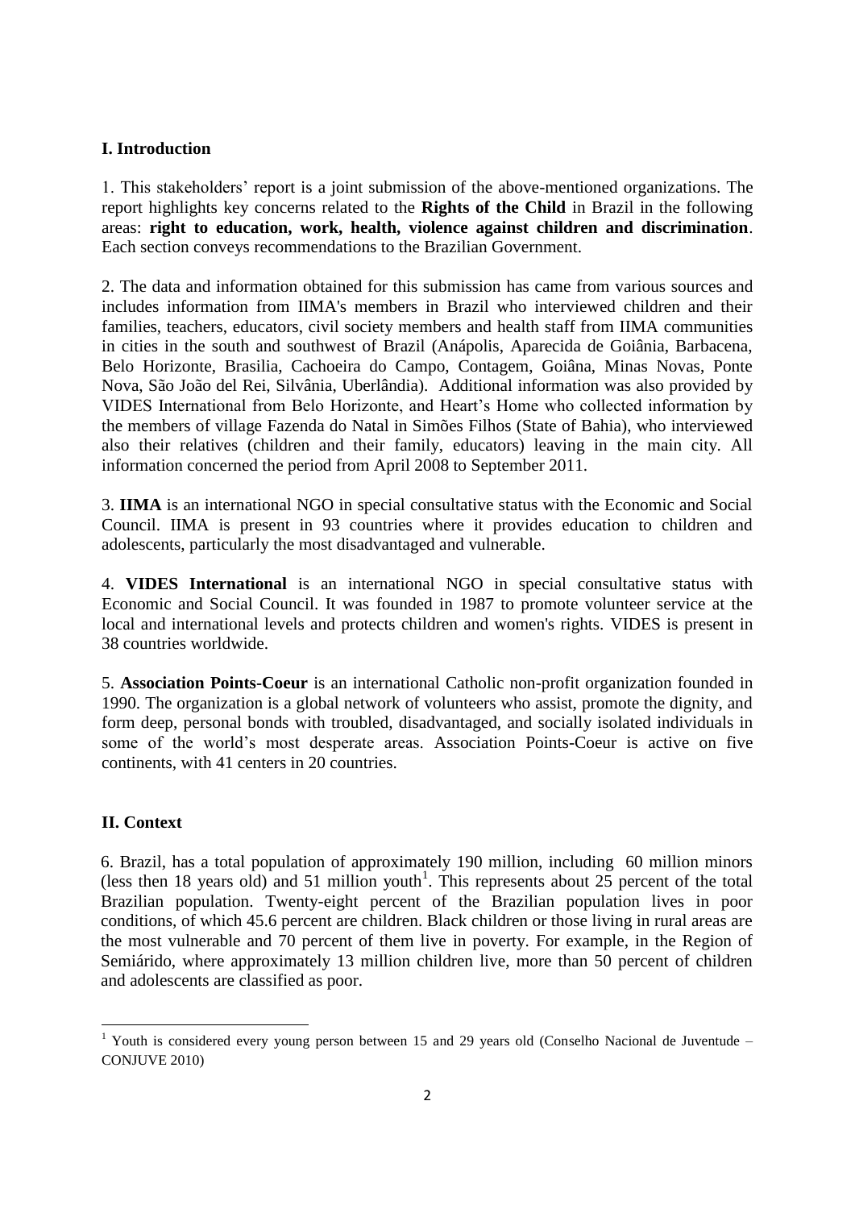## I. Introduction

1. This stakeholders' report is a joint submission of the above-mentioned organizations. The report highlights key concerns related to the **Rights of the Child** in Brazil in the following areas: **right to education, work, health, violence against children and discrimination**. Each section conveys recommendations to the Brazilian Government.

2. The data and information obtained for this submission has came from various sources and includes information from IIMA's members in Brazil who interviewed children and their families, teachers, educators, civil society members and health staff from IIMA communities in cities in the south and southwest of Brazil (Anápolis, Aparecida de Goiânia, Barbacena, Belo Horizonte, Brasilia, Cachoeira do Campo, Contagem, Goiâna, Minas Novas, Ponte Nova, São João del Rei, Silvânia, Uberlândia). Additional information was also provided by VIDES International from Belo Horizonte, and Heart's Home who collected information by the members of village Fazenda do Natal in Simões Filhos (State of Bahia), who interviewed also their relatives (children and their family, educators) leaving in the main city. All information concerned the period from April 2008 to September 2011.

3. **IIMA** is an international NGO in special consultative status with the Economic and Social Council. IIMA is present in 93 countries where it provides education to children and adolescents, particularly the most disadvantaged and vulnerable.

4. **VIDES International** is an international NGO in special consultative status with Economic and Social Council. It was founded in 1987 to promote volunteer service at the local and international levels and protects children and women's rights. VIDES is present in 38 countries worldwide.

5. **Association Points-Coeur** is an international Catholic non-profit organization founded in 1990. The organization is a global network of volunteers who assist, promote the dignity, and form deep, personal bonds with troubled, disadvantaged, and socially isolated individuals in some of the world's most desperate areas. Association Points-Coeur is active on five continents, with 41 centers in 20 countries.

## II. Context

6. Brazil, has a total population of approximately 190 million, including 60 million minors (less then 18 years old) and 51 million youth[1]. This represents about 25 percent of the total Brazilian population. Twenty-eight percent of the Brazilian population lives in poor conditions, of which 45.6 percent are children. Black children or those living in rural areas are the most vulnerable and 70 percent of them live in poverty. For example, in the Region of Semiárido, where approximately 13 million children live, more than 50 percent of children and adolescents are classified as poor.

[1] Youth is considered every young person between 15 and 29 years old (Conselho Nacional de Juventude – CONJUVE 2010)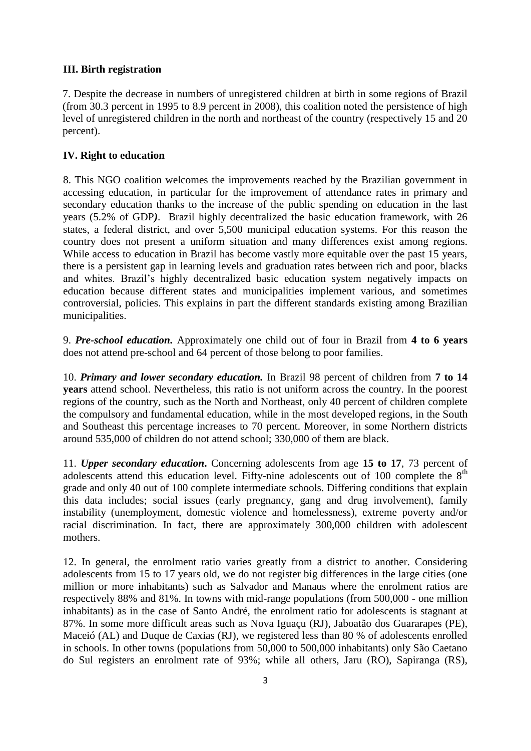## III. Birth registration

7. Despite the decrease in numbers of unregistered children at birth in some regions of Brazil (from 30.3 percent in 1995 to 8.9 percent in 2008), this coalition noted the persistence of high level of unregistered children in the north and northeast of the country (respectively 15 and 20 percent).

## IV. Right to education

8. This NGO coalition welcomes the improvements reached by the Brazilian government in accessing education, in particular for the improvement of attendance rates in primary and secondary education thanks to the increase of the public spending on education in the last years (5.2% of GDP***)***. Brazil highly decentralized the basic education framework, with 26 states, a federal district, and over 5,500 municipal education systems. For this reason the country does not present a uniform situation and many differences exist among regions. While access to education in Brazil has become vastly more equitable over the past 15 years, there is a persistent gap in learning levels and graduation rates between rich and poor, blacks and whites. Brazil's highly decentralized basic education system negatively impacts on education because different states and municipalities implement various, and sometimes controversial, policies. This explains in part the different standards existing among Brazilian municipalities.

9. ***Pre-school education.*** Approximately one child out of four in Brazil from **4 to 6 years** does not attend pre-school and 64 percent of those belong to poor families.

10. ***Primary and lower secondary education.*** In Brazil 98 percent of children from **7 to 14 years** attend school. Nevertheless, this ratio is not uniform across the country. In the poorest regions of the country, such as the North and Northeast, only 40 percent of children complete the compulsory and fundamental education, while in the most developed regions, in the South and Southeast this percentage increases to 70 percent. Moreover, in some Northern districts around 535,000 of children do not attend school; 330,000 of them are black.

11. ***Upper secondary education***. Concerning adolescents from age **15 to 17**, 73 percent of adolescents attend this education level. Fifty-nine adolescents out of 100 complete the 8th grade and only 40 out of 100 complete intermediate schools. Differing conditions that explain this data includes; social issues (early pregnancy, gang and drug involvement), family instability (unemployment, domestic violence and homelessness), extreme poverty and/or racial discrimination. In fact, there are approximately 300,000 children with adolescent mothers.

12. In general, the enrolment ratio varies greatly from a district to another. Considering adolescents from 15 to 17 years old, we do not register big differences in the large cities (one million or more inhabitants) such as Salvador and Manaus where the enrolment ratios are respectively 88% and 81%. In towns with mid-range populations (from 500,000 - one million inhabitants) as in the case of Santo André, the enrolment ratio for adolescents is stagnant at 87%. In some more difficult areas such as Nova Iguaçu (RJ), Jaboatão dos Guararapes (PE), Maceió (AL) and Duque de Caxias (RJ), we registered less than 80 % of adolescents enrolled in schools. In other towns (populations from 50,000 to 500,000 inhabitants) only São Caetano do Sul registers an enrolment rate of 93%; while all others, Jaru (RO), Sapiranga (RS),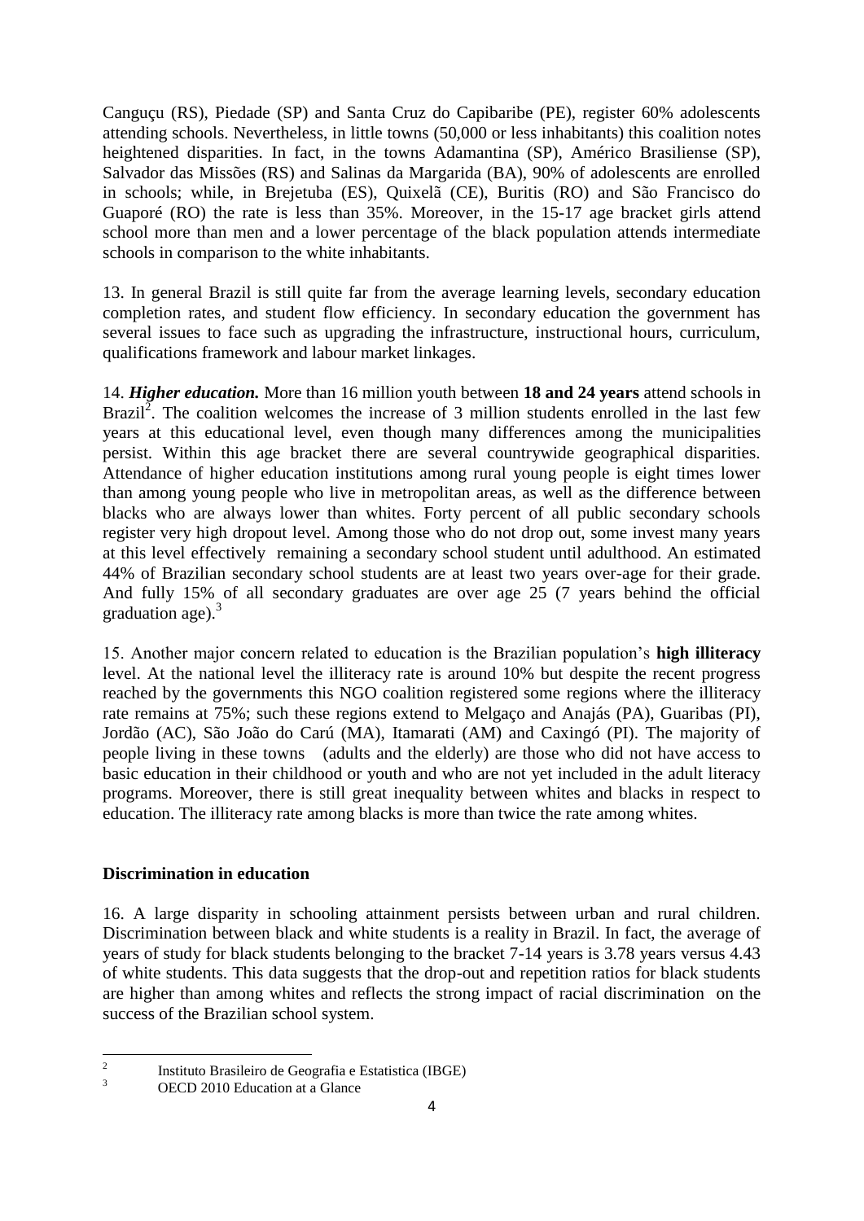Canguçu (RS), Piedade (SP) and Santa Cruz do Capibaribe (PE), register 60% adolescents attending schools. Nevertheless, in little towns (50,000 or less inhabitants) this coalition notes heightened disparities. In fact, in the towns Adamantina (SP), Américo Brasiliense (SP), Salvador das Missões (RS) and Salinas da Margarida (BA), 90% of adolescents are enrolled in schools; while, in Brejetuba (ES), Quixelã (CE), Buritis (RO) and São Francisco do Guaporé (RO) the rate is less than 35%. Moreover, in the 15-17 age bracket girls attend school more than men and a lower percentage of the black population attends intermediate schools in comparison to the white inhabitants.

13. In general Brazil is still quite far from the average learning levels, secondary education completion rates, and student flow efficiency. In secondary education the government has several issues to face such as upgrading the infrastructure, instructional hours, curriculum, qualifications framework and labour market linkages.

14. ***Higher education.*** More than 16 million youth between **18 and 24 years** attend schools in Brazil[2]. The coalition welcomes the increase of 3 million students enrolled in the last few years at this educational level, even though many differences among the municipalities persist. Within this age bracket there are several countrywide geographical disparities. Attendance of higher education institutions among rural young people is eight times lower than among young people who live in metropolitan areas, as well as the difference between blacks who are always lower than whites. Forty percent of all public secondary schools register very high dropout level. Among those who do not drop out, some invest many years at this level effectively remaining a secondary school student until adulthood. An estimated 44% of Brazilian secondary school students are at least two years over-age for their grade. And fully 15% of all secondary graduates are over age 25 (7 years behind the official graduation age).[3]

15. Another major concern related to education is the Brazilian population's **high illiteracy** level. At the national level the illiteracy rate is around 10% but despite the recent progress reached by the governments this NGO coalition registered some regions where the illiteracy rate remains at 75%; such these regions extend to Melgaço and Anajás (PA), Guaribas (PI), Jordão (AC), São João do Carú (MA), Itamarati (AM) and Caxingó (PI). The majority of people living in these towns (adults and the elderly) are those who did not have access to basic education in their childhood or youth and who are not yet included in the adult literacy programs. Moreover, there is still great inequality between whites and blacks in respect to education. The illiteracy rate among blacks is more than twice the rate among whites.

### Discrimination in education

16. A large disparity in schooling attainment persists between urban and rural children. Discrimination between black and white students is a reality in Brazil. In fact, the average of years of study for black students belonging to the bracket 7-14 years is 3.78 years versus 4.43 of white students. This data suggests that the drop-out and repetition ratios for black students are higher than among whites and reflects the strong impact of racial discrimination on the success of the Brazilian school system.

---

[2] Instituto Brasileiro de Geografia e Estatistica (IBGE)

[3] OECD 2010 Education at a Glance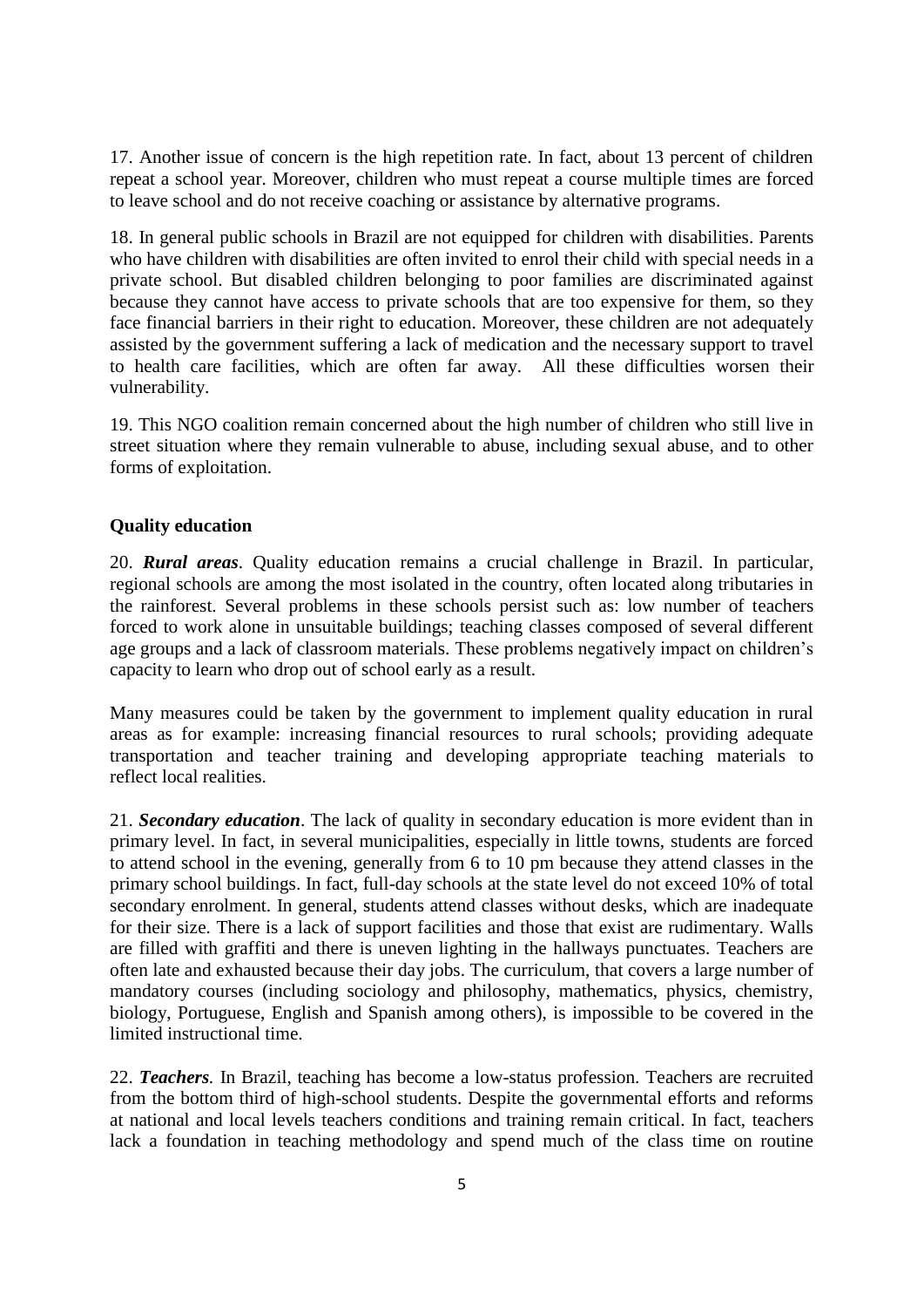17. Another issue of concern is the high repetition rate. In fact, about 13 percent of children repeat a school year. Moreover, children who must repeat a course multiple times are forced to leave school and do not receive coaching or assistance by alternative programs.

18. In general public schools in Brazil are not equipped for children with disabilities. Parents who have children with disabilities are often invited to enrol their child with special needs in a private school. But disabled children belonging to poor families are discriminated against because they cannot have access to private schools that are too expensive for them, so they face financial barriers in their right to education. Moreover, these children are not adequately assisted by the government suffering a lack of medication and the necessary support to travel to health care facilities, which are often far away. All these difficulties worsen their vulnerability.

19. This NGO coalition remain concerned about the high number of children who still live in street situation where they remain vulnerable to abuse, including sexual abuse, and to other forms of exploitation.

**Quality education**

20. ***Rural areas***. Quality education remains a crucial challenge in Brazil. In particular, regional schools are among the most isolated in the country, often located along tributaries in the rainforest. Several problems in these schools persist such as: low number of teachers forced to work alone in unsuitable buildings; teaching classes composed of several different age groups and a lack of classroom materials. These problems negatively impact on children's capacity to learn who drop out of school early as a result.

Many measures could be taken by the government to implement quality education in rural areas as for example: increasing financial resources to rural schools; providing adequate transportation and teacher training and developing appropriate teaching materials to reflect local realities.

21. ***Secondary education***. The lack of quality in secondary education is more evident than in primary level. In fact, in several municipalities, especially in little towns, students are forced to attend school in the evening, generally from 6 to 10 pm because they attend classes in the primary school buildings. In fact, full-day schools at the state level do not exceed 10% of total secondary enrolment. In general, students attend classes without desks, which are inadequate for their size. There is a lack of support facilities and those that exist are rudimentary. Walls are filled with graffiti and there is uneven lighting in the hallways punctuates. Teachers are often late and exhausted because their day jobs. The curriculum, that covers a large number of mandatory courses (including sociology and philosophy, mathematics, physics, chemistry, biology, Portuguese, English and Spanish among others), is impossible to be covered in the limited instructional time.

22. ***Teachers.*** In Brazil, teaching has become a low-status profession. Teachers are recruited from the bottom third of high-school students. Despite the governmental efforts and reforms at national and local levels teachers conditions and training remain critical. In fact, teachers lack a foundation in teaching methodology and spend much of the class time on routine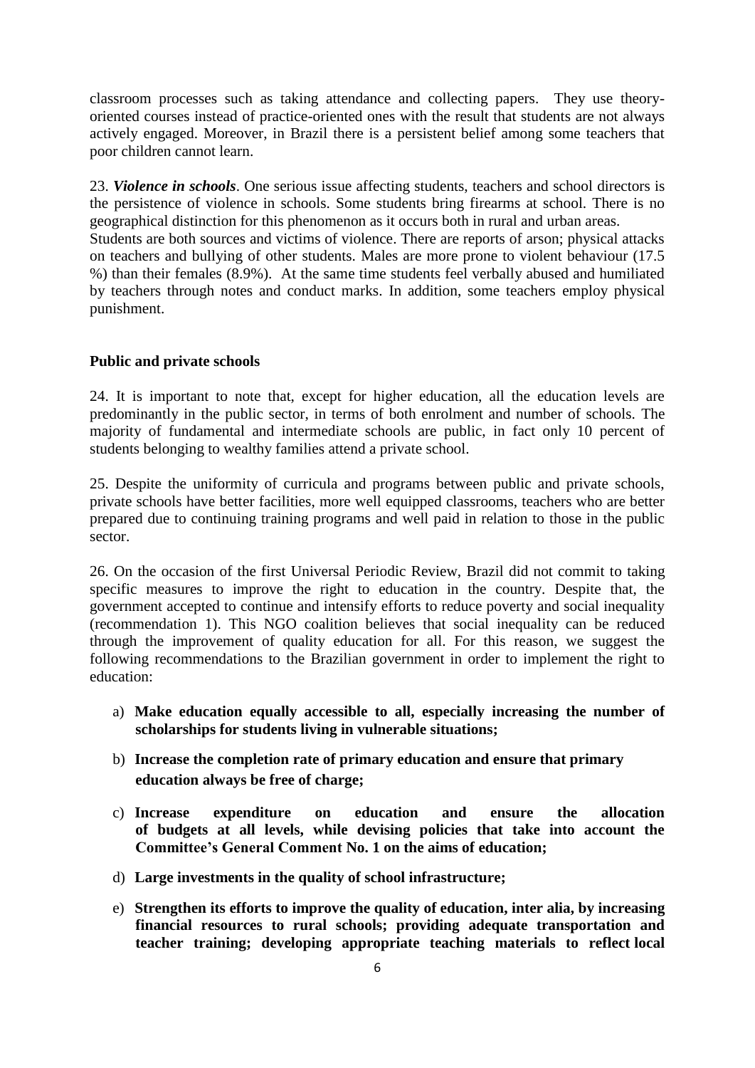classroom processes such as taking attendance and collecting papers. They use theory-oriented courses instead of practice-oriented ones with the result that students are not always actively engaged. Moreover, in Brazil there is a persistent belief among some teachers that poor children cannot learn.

23. ***Violence in schools***. One serious issue affecting students, teachers and school directors is the persistence of violence in schools. Some students bring firearms at school. There is no geographical distinction for this phenomenon as it occurs both in rural and urban areas.
Students are both sources and victims of violence. There are reports of arson; physical attacks on teachers and bullying of other students. Males are more prone to violent behaviour (17.5 %) than their females (8.9%). At the same time students feel verbally abused and humiliated by teachers through notes and conduct marks. In addition, some teachers employ physical punishment.

**Public and private schools**

24. It is important to note that, except for higher education, all the education levels are predominantly in the public sector, in terms of both enrolment and number of schools. The majority of fundamental and intermediate schools are public, in fact only 10 percent of students belonging to wealthy families attend a private school.

25. Despite the uniformity of curricula and programs between public and private schools, private schools have better facilities, more well equipped classrooms, teachers who are better prepared due to continuing training programs and well paid in relation to those in the public sector.

26. On the occasion of the first Universal Periodic Review, Brazil did not commit to taking specific measures to improve the right to education in the country. Despite that, the government accepted to continue and intensify efforts to reduce poverty and social inequality (recommendation 1). This NGO coalition believes that social inequality can be reduced through the improvement of quality education for all. For this reason, we suggest the following recommendations to the Brazilian government in order to implement the right to education:

a) **Make education equally accessible to all, especially increasing the number of scholarships for students living in vulnerable situations;**

b) **Increase the completion rate of primary education and ensure that primary education always be free of charge;**

c) **Increase expenditure on education and ensure the allocation of budgets at all levels, while devising policies that take into account the Committee's General Comment No. 1 on the aims of education;**

d) **Large investments in the quality of school infrastructure;**

e) **Strengthen its efforts to improve the quality of education, inter alia, by increasing financial resources to rural schools; providing adequate transportation and teacher training; developing appropriate teaching materials to reflect local**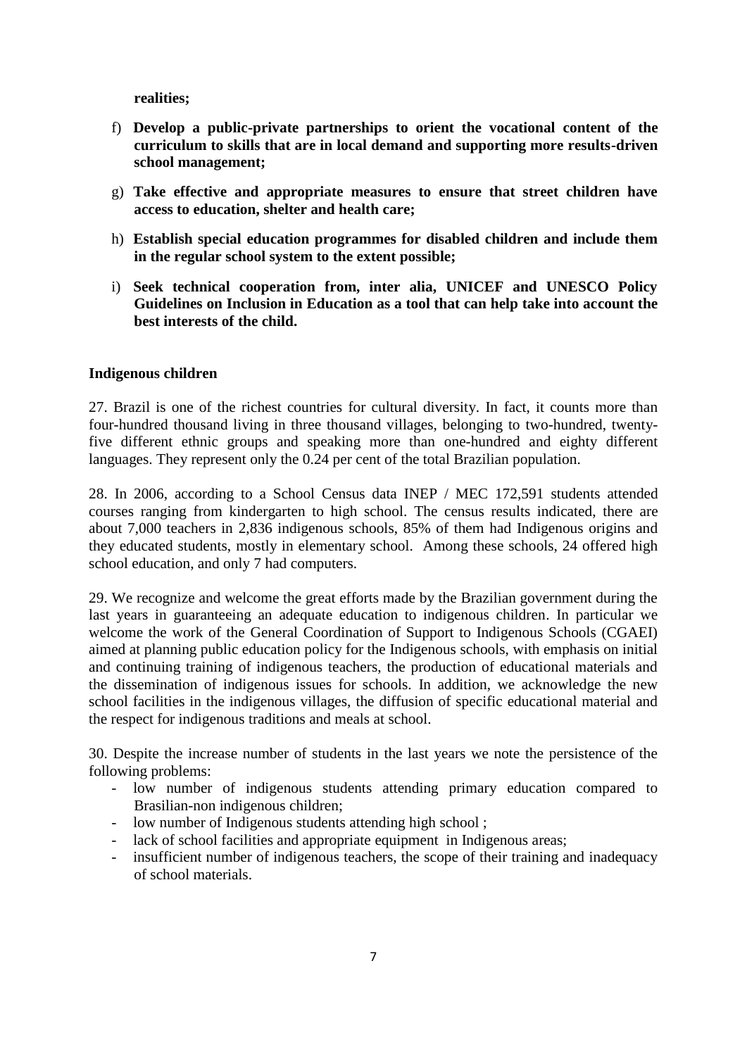**realities;**

f) **Develop a public-private partnerships to orient the vocational content of the curriculum to skills that are in local demand and supporting more results-driven school management;**

g) **Take effective and appropriate measures to ensure that street children have access to education, shelter and health care;**

h) **Establish special education programmes for disabled children and include them in the regular school system to the extent possible;**

i) **Seek technical cooperation from, inter alia, UNICEF and UNESCO Policy Guidelines on Inclusion in Education as a tool that can help take into account the best interests of the child.**

**Indigenous children**

27. Brazil is one of the richest countries for cultural diversity. In fact, it counts more than four-hundred thousand living in three thousand villages, belonging to two-hundred, twenty-five different ethnic groups and speaking more than one-hundred and eighty different languages. They represent only the 0.24 per cent of the total Brazilian population.

28. In 2006, according to a School Census data INEP / MEC 172,591 students attended courses ranging from kindergarten to high school. The census results indicated, there are about 7,000 teachers in 2,836 indigenous schools, 85% of them had Indigenous origins and they educated students, mostly in elementary school. Among these schools, 24 offered high school education, and only 7 had computers.

29. We recognize and welcome the great efforts made by the Brazilian government during the last years in guaranteeing an adequate education to indigenous children. In particular we welcome the work of the General Coordination of Support to Indigenous Schools (CGAEI) aimed at planning public education policy for the Indigenous schools, with emphasis on initial and continuing training of indigenous teachers, the production of educational materials and the dissemination of indigenous issues for schools. In addition, we acknowledge the new school facilities in the indigenous villages, the diffusion of specific educational material and the respect for indigenous traditions and meals at school.

30. Despite the increase number of students in the last years we note the persistence of the following problems:

- low number of indigenous students attending primary education compared to Brasilian-non indigenous children;
- low number of Indigenous students attending high school ;
- lack of school facilities and appropriate equipment in Indigenous areas;
- insufficient number of indigenous teachers, the scope of their training and inadequacy of school materials.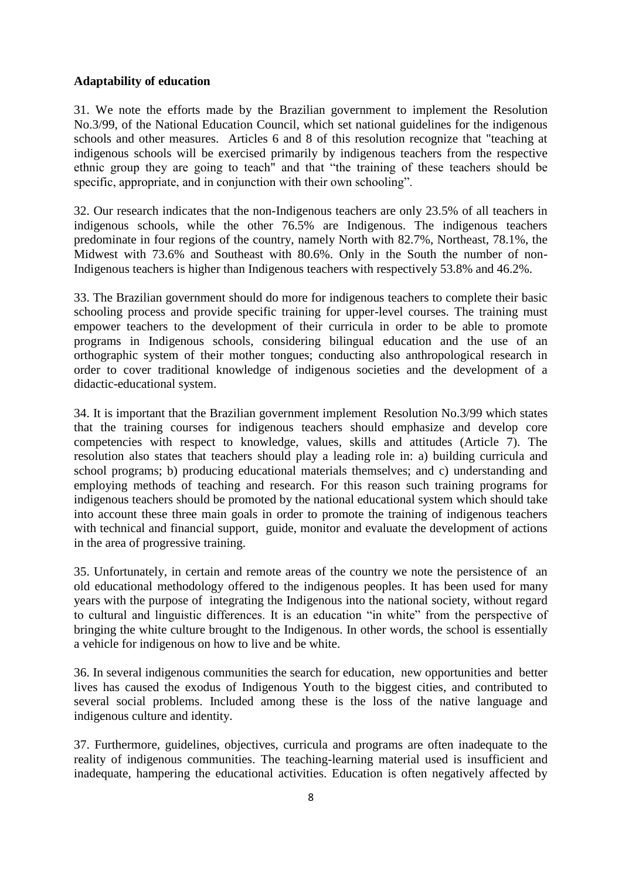**Adaptability of education**

31. We note the efforts made by the Brazilian government to implement the Resolution No.3/99, of the National Education Council, which set national guidelines for the indigenous schools and other measures. Articles 6 and 8 of this resolution recognize that "teaching at indigenous schools will be exercised primarily by indigenous teachers from the respective ethnic group they are going to teach" and that "the training of these teachers should be specific, appropriate, and in conjunction with their own schooling".

32. Our research indicates that the non-Indigenous teachers are only 23.5% of all teachers in indigenous schools, while the other 76.5% are Indigenous. The indigenous teachers predominate in four regions of the country, namely North with 82.7%, Northeast, 78.1%, the Midwest with 73.6% and Southeast with 80.6%. Only in the South the number of non-Indigenous teachers is higher than Indigenous teachers with respectively 53.8% and 46.2%.

33. The Brazilian government should do more for indigenous teachers to complete their basic schooling process and provide specific training for upper-level courses. The training must empower teachers to the development of their curricula in order to be able to promote programs in Indigenous schools, considering bilingual education and the use of an orthographic system of their mother tongues; conducting also anthropological research in order to cover traditional knowledge of indigenous societies and the development of a didactic-educational system.

34. It is important that the Brazilian government implement Resolution No.3/99 which states that the training courses for indigenous teachers should emphasize and develop core competencies with respect to knowledge, values, skills and attitudes (Article 7). The resolution also states that teachers should play a leading role in: a) building curricula and school programs; b) producing educational materials themselves; and c) understanding and employing methods of teaching and research. For this reason such training programs for indigenous teachers should be promoted by the national educational system which should take into account these three main goals in order to promote the training of indigenous teachers with technical and financial support, guide, monitor and evaluate the development of actions in the area of progressive training.

35. Unfortunately, in certain and remote areas of the country we note the persistence of an old educational methodology offered to the indigenous peoples. It has been used for many years with the purpose of integrating the Indigenous into the national society, without regard to cultural and linguistic differences. It is an education "in white" from the perspective of bringing the white culture brought to the Indigenous. In other words, the school is essentially a vehicle for indigenous on how to live and be white.

36. In several indigenous communities the search for education, new opportunities and better lives has caused the exodus of Indigenous Youth to the biggest cities, and contributed to several social problems. Included among these is the loss of the native language and indigenous culture and identity.

37. Furthermore, guidelines, objectives, curricula and programs are often inadequate to the reality of indigenous communities. The teaching-learning material used is insufficient and inadequate, hampering the educational activities. Education is often negatively affected by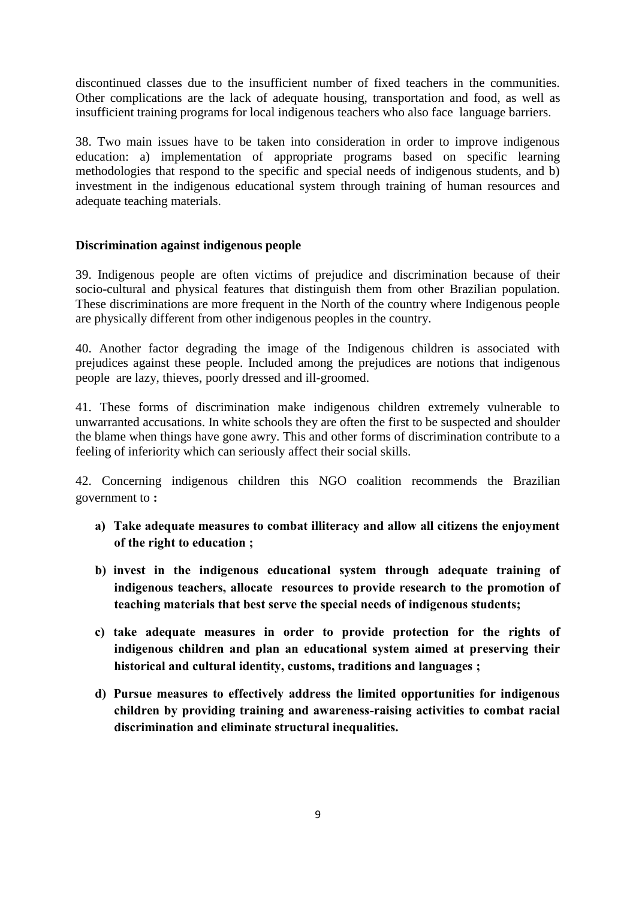discontinued classes due to the insufficient number of fixed teachers in the communities. Other complications are the lack of adequate housing, transportation and food, as well as insufficient training programs for local indigenous teachers who also face language barriers.

38. Two main issues have to be taken into consideration in order to improve indigenous education: a) implementation of appropriate programs based on specific learning methodologies that respond to the specific and special needs of indigenous students, and b) investment in the indigenous educational system through training of human resources and adequate teaching materials.

**Discrimination against indigenous people**

39. Indigenous people are often victims of prejudice and discrimination because of their socio-cultural and physical features that distinguish them from other Brazilian population. These discriminations are more frequent in the North of the country where Indigenous people are physically different from other indigenous peoples in the country.

40. Another factor degrading the image of the Indigenous children is associated with prejudices against these people. Included among the prejudices are notions that indigenous people are lazy, thieves, poorly dressed and ill-groomed.

41. These forms of discrimination make indigenous children extremely vulnerable to unwarranted accusations. In white schools they are often the first to be suspected and shoulder the blame when things have gone awry. This and other forms of discrimination contribute to a feeling of inferiority which can seriously affect their social skills.

42. Concerning indigenous children this NGO coalition recommends the Brazilian government to **:**

- **a) Take adequate measures to combat illiteracy and allow all citizens the enjoyment of the right to education ;**
- **b) invest in the indigenous educational system through adequate training of indigenous teachers, allocate resources to provide research to the promotion of teaching materials that best serve the special needs of indigenous students;**
- **c) take adequate measures in order to provide protection for the rights of indigenous children and plan an educational system aimed at preserving their historical and cultural identity, customs, traditions and languages ;**
- **d) Pursue measures to effectively address the limited opportunities for indigenous children by providing training and awareness-raising activities to combat racial discrimination and eliminate structural inequalities.**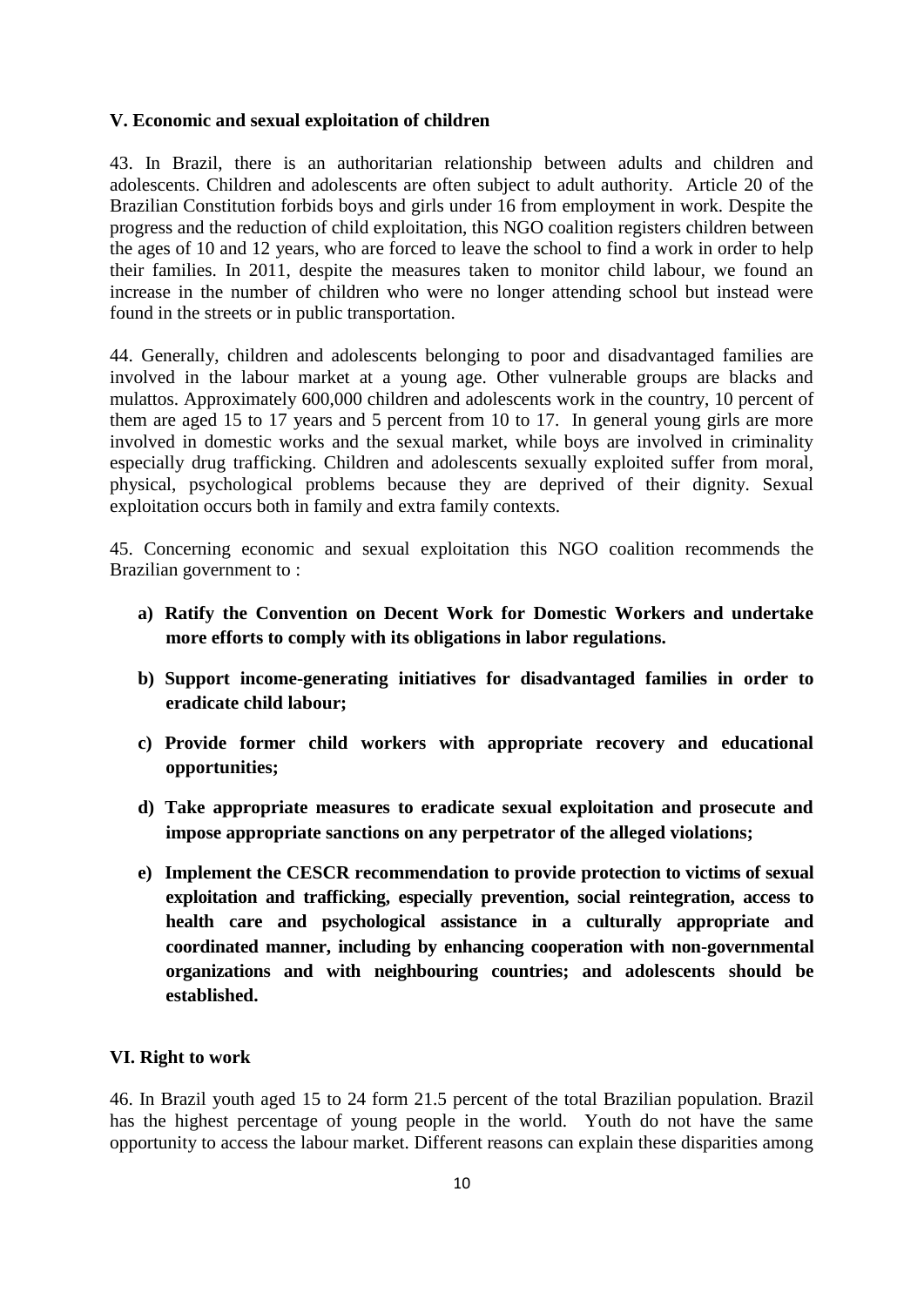### V. Economic and sexual exploitation of children

43. In Brazil, there is an authoritarian relationship between adults and children and adolescents. Children and adolescents are often subject to adult authority. Article 20 of the Brazilian Constitution forbids boys and girls under 16 from employment in work. Despite the progress and the reduction of child exploitation, this NGO coalition registers children between the ages of 10 and 12 years, who are forced to leave the school to find a work in order to help their families. In 2011, despite the measures taken to monitor child labour, we found an increase in the number of children who were no longer attending school but instead were found in the streets or in public transportation.

44. Generally, children and adolescents belonging to poor and disadvantaged families are involved in the labour market at a young age. Other vulnerable groups are blacks and mulattos. Approximately 600,000 children and adolescents work in the country, 10 percent of them are aged 15 to 17 years and 5 percent from 10 to 17. In general young girls are more involved in domestic works and the sexual market, while boys are involved in criminality especially drug trafficking. Children and adolescents sexually exploited suffer from moral, physical, psychological problems because they are deprived of their dignity. Sexual exploitation occurs both in family and extra family contexts.

45. Concerning economic and sexual exploitation this NGO coalition recommends the Brazilian government to :

- **a) Ratify the Convention on Decent Work for Domestic Workers and undertake more efforts to comply with its obligations in labor regulations.**
- **b) Support income-generating initiatives for disadvantaged families in order to eradicate child labour;**
- **c) Provide former child workers with appropriate recovery and educational opportunities;**
- **d) Take appropriate measures to eradicate sexual exploitation and prosecute and impose appropriate sanctions on any perpetrator of the alleged violations;**
- **e) Implement the CESCR recommendation to provide protection to victims of sexual exploitation and trafficking, especially prevention, social reintegration, access to health care and psychological assistance in a culturally appropriate and coordinated manner, including by enhancing cooperation with non-governmental organizations and with neighbouring countries; and adolescents should be established.**

### VI. Right to work

46. In Brazil youth aged 15 to 24 form 21.5 percent of the total Brazilian population. Brazil has the highest percentage of young people in the world. Youth do not have the same opportunity to access the labour market. Different reasons can explain these disparities among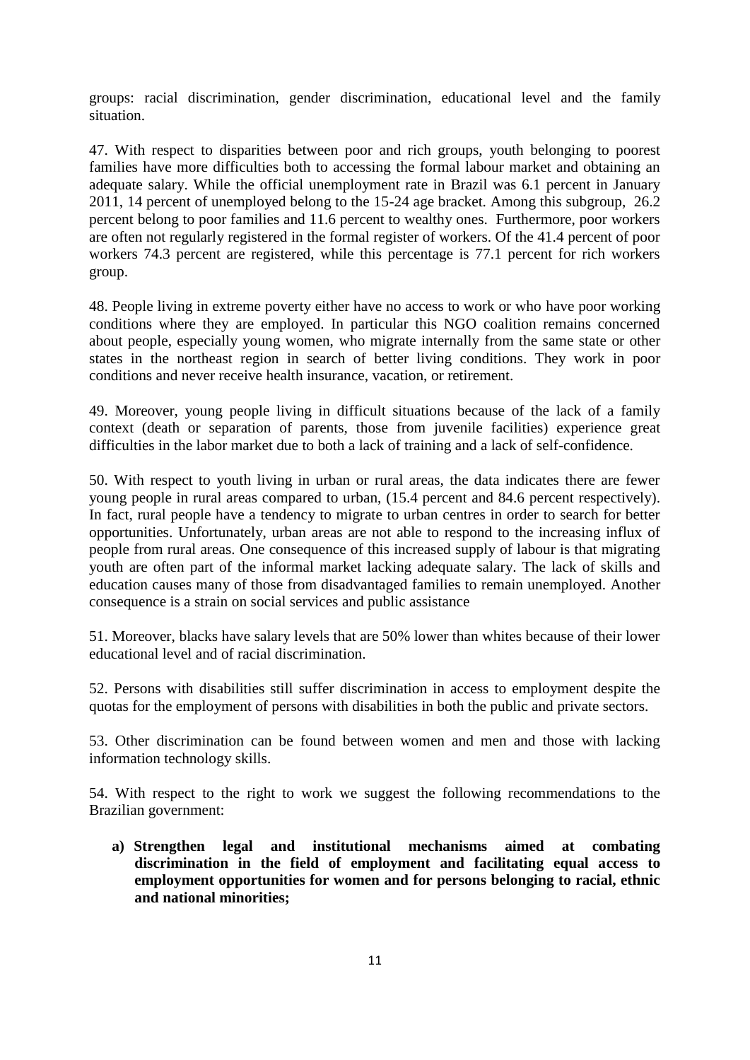groups: racial discrimination, gender discrimination, educational level and the family situation.

47. With respect to disparities between poor and rich groups, youth belonging to poorest families have more difficulties both to accessing the formal labour market and obtaining an adequate salary. While the official unemployment rate in Brazil was 6.1 percent in January 2011, 14 percent of unemployed belong to the 15-24 age bracket. Among this subgroup, 26.2 percent belong to poor families and 11.6 percent to wealthy ones. Furthermore, poor workers are often not regularly registered in the formal register of workers. Of the 41.4 percent of poor workers 74.3 percent are registered, while this percentage is 77.1 percent for rich workers group.

48. People living in extreme poverty either have no access to work or who have poor working conditions where they are employed. In particular this NGO coalition remains concerned about people, especially young women, who migrate internally from the same state or other states in the northeast region in search of better living conditions. They work in poor conditions and never receive health insurance, vacation, or retirement.

49. Moreover, young people living in difficult situations because of the lack of a family context (death or separation of parents, those from juvenile facilities) experience great difficulties in the labor market due to both a lack of training and a lack of self-confidence.

50. With respect to youth living in urban or rural areas, the data indicates there are fewer young people in rural areas compared to urban, (15.4 percent and 84.6 percent respectively). In fact, rural people have a tendency to migrate to urban centres in order to search for better opportunities. Unfortunately, urban areas are not able to respond to the increasing influx of people from rural areas. One consequence of this increased supply of labour is that migrating youth are often part of the informal market lacking adequate salary. The lack of skills and education causes many of those from disadvantaged families to remain unemployed. Another consequence is a strain on social services and public assistance

51. Moreover, blacks have salary levels that are 50% lower than whites because of their lower educational level and of racial discrimination.

52. Persons with disabilities still suffer discrimination in access to employment despite the quotas for the employment of persons with disabilities in both the public and private sectors.

53. Other discrimination can be found between women and men and those with lacking information technology skills.

54. With respect to the right to work we suggest the following recommendations to the Brazilian government:

a) **Strengthen legal and institutional mechanisms aimed at combating discrimination in the field of employment and facilitating equal access to employment opportunities for women and for persons belonging to racial, ethnic and national minorities;**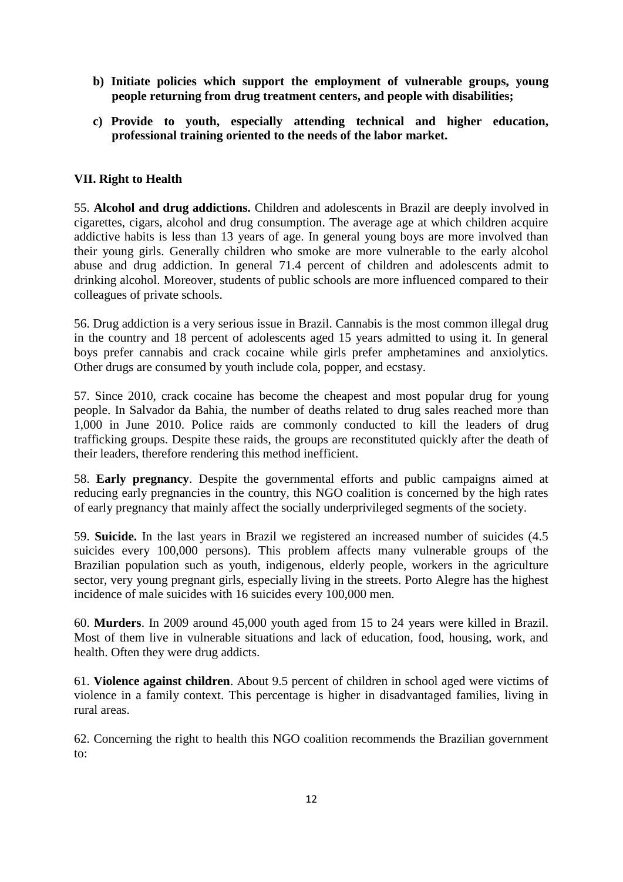**b) Initiate policies which support the employment of vulnerable groups, young people returning from drug treatment centers, and people with disabilities;**

**c) Provide to youth, especially attending technical and higher education, professional training oriented to the needs of the labor market.**

## VII. Right to Health

55. **Alcohol and drug addictions.** Children and adolescents in Brazil are deeply involved in cigarettes, cigars, alcohol and drug consumption. The average age at which children acquire addictive habits is less than 13 years of age. In general young boys are more involved than their young girls. Generally children who smoke are more vulnerable to the early alcohol abuse and drug addiction. In general 71.4 percent of children and adolescents admit to drinking alcohol. Moreover, students of public schools are more influenced compared to their colleagues of private schools.

56. Drug addiction is a very serious issue in Brazil. Cannabis is the most common illegal drug in the country and 18 percent of adolescents aged 15 years admitted to using it. In general boys prefer cannabis and crack cocaine while girls prefer amphetamines and anxiolytics. Other drugs are consumed by youth include cola, popper, and ecstasy.

57. Since 2010, crack cocaine has become the cheapest and most popular drug for young people. In Salvador da Bahia, the number of deaths related to drug sales reached more than 1,000 in June 2010. Police raids are commonly conducted to kill the leaders of drug trafficking groups. Despite these raids, the groups are reconstituted quickly after the death of their leaders, therefore rendering this method inefficient.

58. **Early pregnancy**. Despite the governmental efforts and public campaigns aimed at reducing early pregnancies in the country, this NGO coalition is concerned by the high rates of early pregnancy that mainly affect the socially underprivileged segments of the society.

59. **Suicide.** In the last years in Brazil we registered an increased number of suicides (4.5 suicides every 100,000 persons). This problem affects many vulnerable groups of the Brazilian population such as youth, indigenous, elderly people, workers in the agriculture sector, very young pregnant girls, especially living in the streets. Porto Alegre has the highest incidence of male suicides with 16 suicides every 100,000 men.

60. **Murders**. In 2009 around 45,000 youth aged from 15 to 24 years were killed in Brazil. Most of them live in vulnerable situations and lack of education, food, housing, work, and health. Often they were drug addicts.

61. **Violence against children**. About 9.5 percent of children in school aged were victims of violence in a family context. This percentage is higher in disadvantaged families, living in rural areas.

62. Concerning the right to health this NGO coalition recommends the Brazilian government to: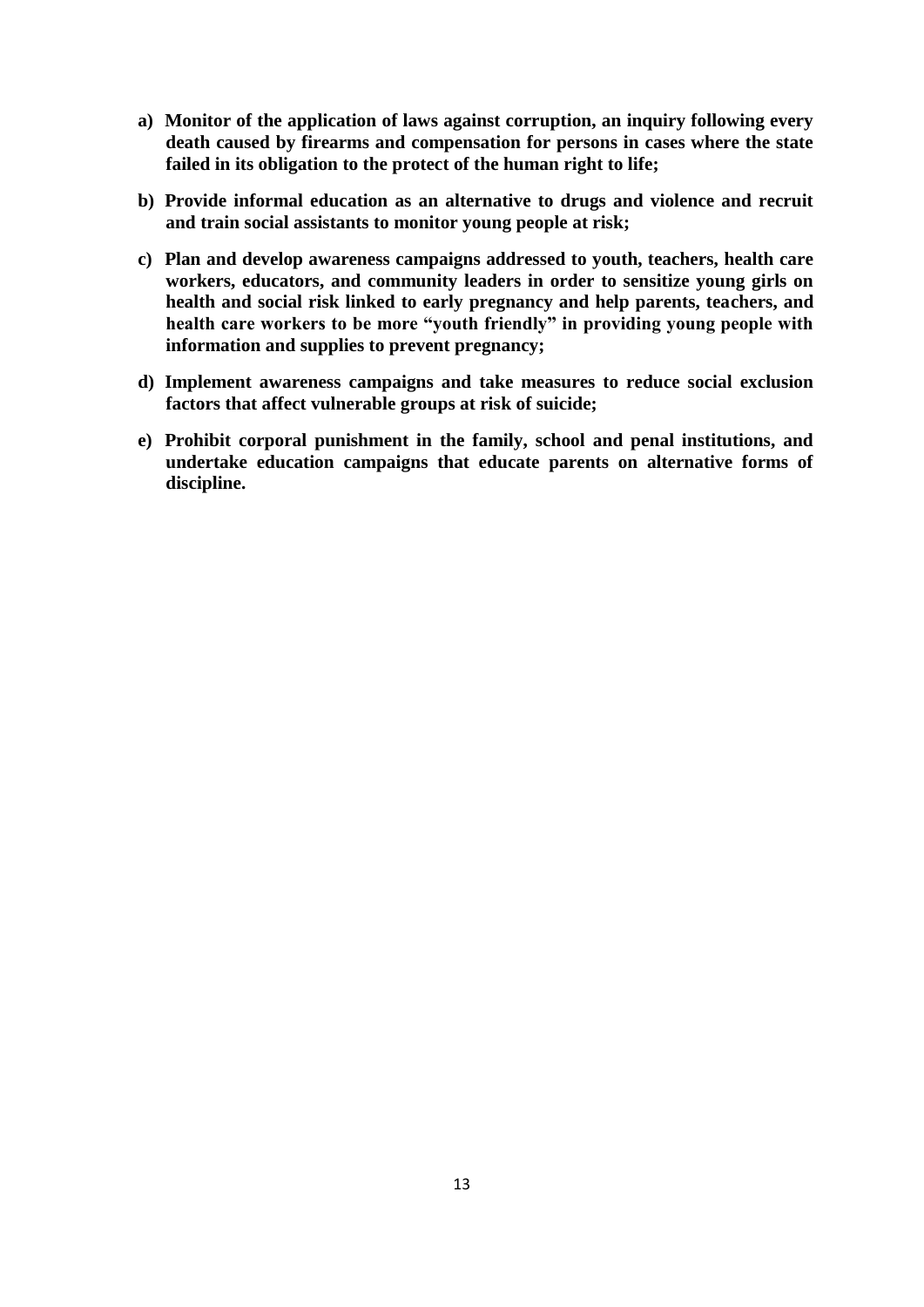**a) Monitor of the application of laws against corruption, an inquiry following every death caused by firearms and compensation for persons in cases where the state failed in its obligation to the protect of the human right to life;**

**b) Provide informal education as an alternative to drugs and violence and recruit and train social assistants to monitor young people at risk;**

**c) Plan and develop awareness campaigns addressed to youth, teachers, health care workers, educators, and community leaders in order to sensitize young girls on health and social risk linked to early pregnancy and help parents, teachers, and health care workers to be more "youth friendly" in providing young people with information and supplies to prevent pregnancy;**

**d) Implement awareness campaigns and take measures to reduce social exclusion factors that affect vulnerable groups at risk of suicide;**

**e) Prohibit corporal punishment in the family, school and penal institutions, and undertake education campaigns that educate parents on alternative forms of discipline.**